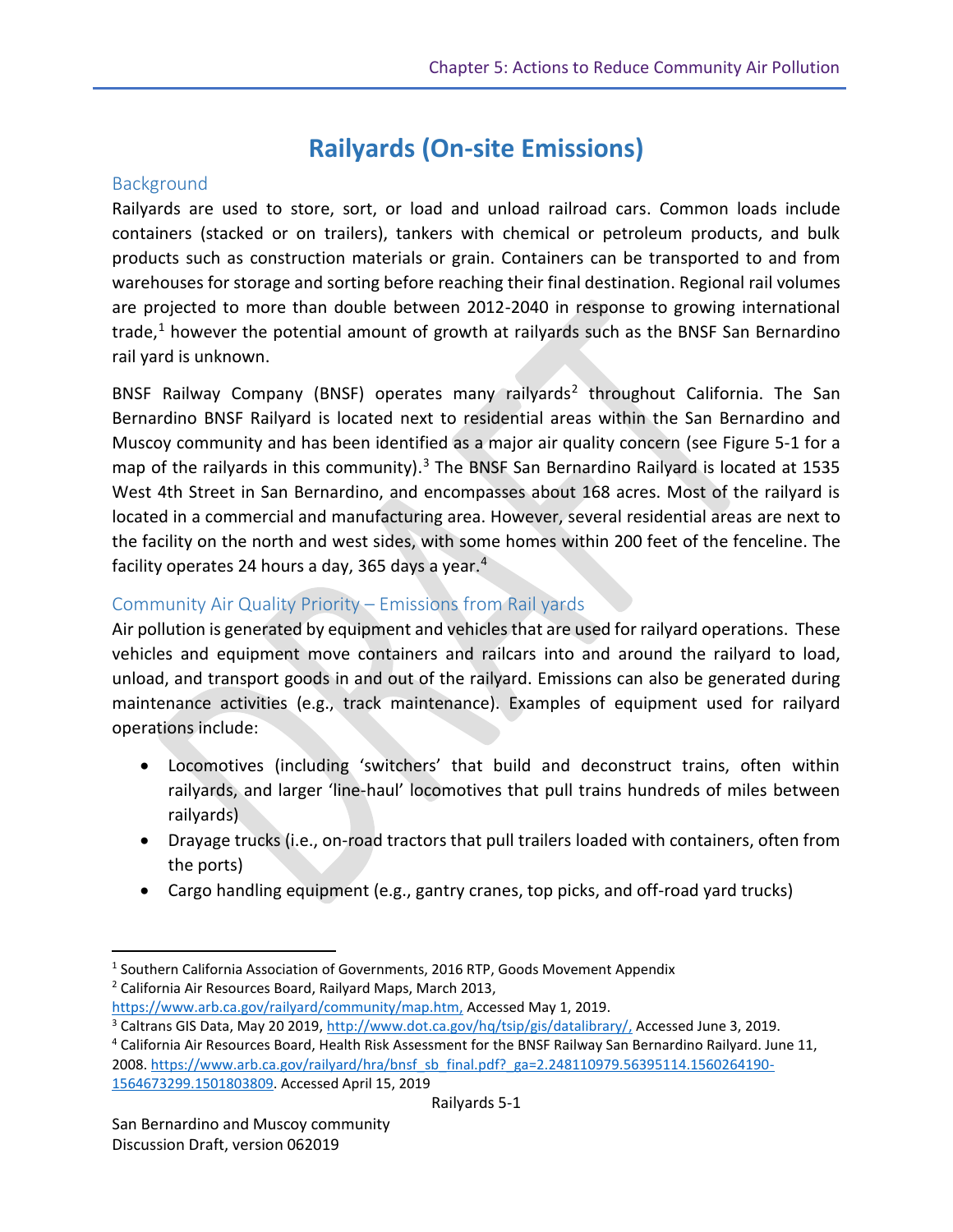# Railyards (On-site Emissions)

## Background

Railyards are used to store, sort, or load and unload railroad cars. Common loads include containers (stacked or on trailers), tankers with chemical or petroleum products, and bulk products such as construction materials or grain. Containers can be transported to and from warehouses for storage and sorting before reaching their final destination. Regional rail volumes are projected to more than double between 2012-2040 in response to growing international trade,[1] however the potential amount of growth at railyards such as the BNSF San Bernardino rail yard is unknown.

BNSF Railway Company (BNSF) operates many railyards[2] throughout California. The San Bernardino BNSF Railyard is located next to residential areas within the San Bernardino and Muscoy community and has been identified as a major air quality concern (see Figure 5-1 for a map of the railyards in this community).[3] The BNSF San Bernardino Railyard is located at 1535 West 4th Street in San Bernardino, and encompasses about 168 acres. Most of the railyard is located in a commercial and manufacturing area. However, several residential areas are next to the facility on the north and west sides, with some homes within 200 feet of the fenceline. The facility operates 24 hours a day, 365 days a year.[4]

## Community Air Quality Priority – Emissions from Rail yards

Air pollution is generated by equipment and vehicles that are used for railyard operations. These vehicles and equipment move containers and railcars into and around the railyard to load, unload, and transport goods in and out of the railyard. Emissions can also be generated during maintenance activities (e.g., track maintenance). Examples of equipment used for railyard operations include:

- Locomotives (including 'switchers' that build and deconstruct trains, often within railyards, and larger 'line-haul' locomotives that pull trains hundreds of miles between railyards)
- Drayage trucks (i.e., on-road tractors that pull trailers loaded with containers, often from the ports)
- Cargo handling equipment (e.g., gantry cranes, top picks, and off-road yard trucks)

---

[1] Southern California Association of Governments, 2016 RTP, Goods Movement Appendix

[2] California Air Resources Board, Railyard Maps, March 2013, https://www.arb.ca.gov/railyard/community/map.htm, Accessed May 1, 2019.

[3] Caltrans GIS Data, May 20 2019, http://www.dot.ca.gov/hq/tsip/gis/datalibrary/, Accessed June 3, 2019.

[4] California Air Resources Board, Health Risk Assessment for the BNSF Railway San Bernardino Railyard. June 11, 2008. https://www.arb.ca.gov/railyard/hra/bnsf_sb_final.pdf?_ga=2.248110979.56395114.1560264190-1564673299.1501803809. Accessed April 15, 2019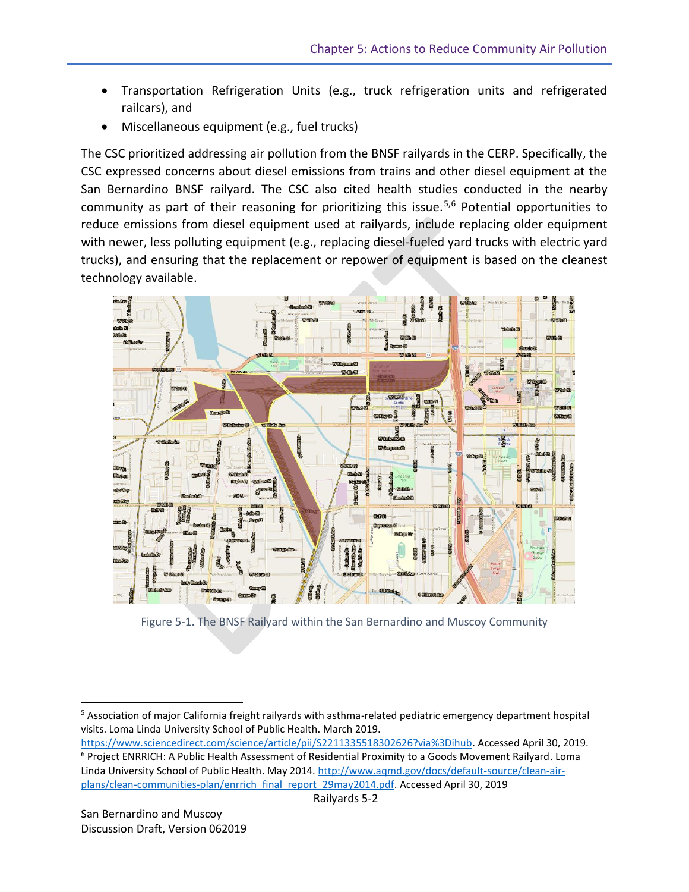- Transportation Refrigeration Units (e.g., truck refrigeration units and refrigerated railcars), and
- Miscellaneous equipment (e.g., fuel trucks)

The CSC prioritized addressing air pollution from the BNSF railyards in the CERP. Specifically, the CSC expressed concerns about diesel emissions from trains and other diesel equipment at the San Bernardino BNSF railyard. The CSC also cited health studies conducted in the nearby community as part of their reasoning for prioritizing this issue.[5,6] Potential opportunities to reduce emissions from diesel equipment used at railyards, include replacing older equipment with newer, less polluting equipment (e.g., replacing diesel-fueled yard trucks with electric yard trucks), and ensuring that the replacement or repower of equipment is based on the cleanest technology available.

Figure 5-1. The BNSF Railyard within the San Bernardino and Muscoy Community

---

[5] Association of major California freight railyards with asthma-related pediatric emergency department hospital visits. Loma Linda University School of Public Health. March 2019. https://www.sciencedirect.com/science/article/pii/S2211335518302626?via%3Dihub. Accessed April 30, 2019.

[6] Project ENRRICH: A Public Health Assessment of Residential Proximity to a Goods Movement Railyard. Loma Linda University School of Public Health. May 2014. http://www.aqmd.gov/docs/default-source/clean-air-plans/clean-communities-plan/enrrich_final_report_29may2014.pdf. Accessed April 30, 2019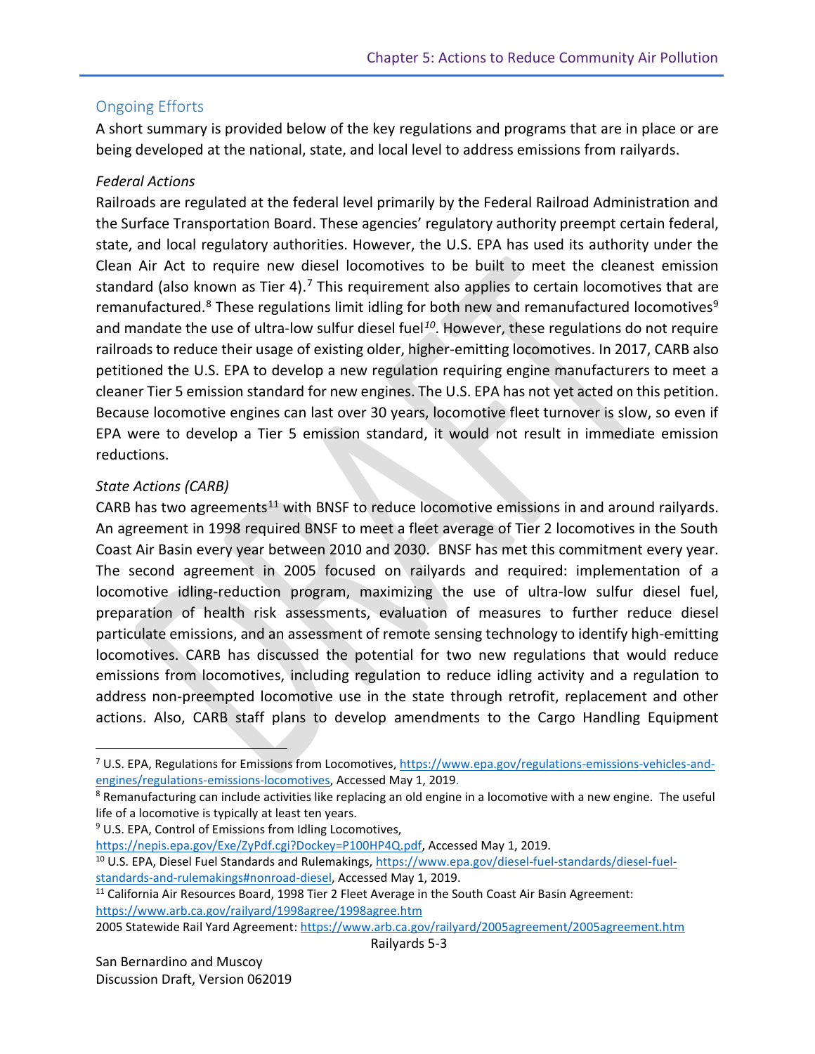## Ongoing Efforts

A short summary is provided below of the key regulations and programs that are in place or are being developed at the national, state, and local level to address emissions from railyards.

### *Federal Actions*

Railroads are regulated at the federal level primarily by the Federal Railroad Administration and the Surface Transportation Board. These agencies' regulatory authority preempt certain federal, state, and local regulatory authorities. However, the U.S. EPA has used its authority under the Clean Air Act to require new diesel locomotives to be built to meet the cleanest emission standard (also known as Tier 4).[7] This requirement also applies to certain locomotives that are remanufactured.[8] These regulations limit idling for both new and remanufactured locomotives[9] and mandate the use of ultra-low sulfur diesel fuel[10]. However, these regulations do not require railroads to reduce their usage of existing older, higher-emitting locomotives. In 2017, CARB also petitioned the U.S. EPA to develop a new regulation requiring engine manufacturers to meet a cleaner Tier 5 emission standard for new engines. The U.S. EPA has not yet acted on this petition. Because locomotive engines can last over 30 years, locomotive fleet turnover is slow, so even if EPA were to develop a Tier 5 emission standard, it would not result in immediate emission reductions.

### *State Actions (CARB)*

CARB has two agreements[11] with BNSF to reduce locomotive emissions in and around railyards. An agreement in 1998 required BNSF to meet a fleet average of Tier 2 locomotives in the South Coast Air Basin every year between 2010 and 2030. BNSF has met this commitment every year. The second agreement in 2005 focused on railyards and required: implementation of a locomotive idling-reduction program, maximizing the use of ultra-low sulfur diesel fuel, preparation of health risk assessments, evaluation of measures to further reduce diesel particulate emissions, and an assessment of remote sensing technology to identify high-emitting locomotives. CARB has discussed the potential for two new regulations that would reduce emissions from locomotives, including regulation to reduce idling activity and a regulation to address non-preempted locomotive use in the state through retrofit, replacement and other actions. Also, CARB staff plans to develop amendments to the Cargo Handling Equipment

---

[7] U.S. EPA, Regulations for Emissions from Locomotives, https://www.epa.gov/regulations-emissions-vehicles-and-engines/regulations-emissions-locomotives, Accessed May 1, 2019.

[8] Remanufacturing can include activities like replacing an old engine in a locomotive with a new engine. The useful life of a locomotive is typically at least ten years.

[9] U.S. EPA, Control of Emissions from Idling Locomotives, https://nepis.epa.gov/Exe/ZyPdf.cgi?Dockey=P100HP4Q.pdf, Accessed May 1, 2019.

[10] U.S. EPA, Diesel Fuel Standards and Rulemakings, https://www.epa.gov/diesel-fuel-standards/diesel-fuel-standards-and-rulemakings#nonroad-diesel, Accessed May 1, 2019.

[11] California Air Resources Board, 1998 Tier 2 Fleet Average in the South Coast Air Basin Agreement: https://www.arb.ca.gov/railyard/1998agree/1998agree.htm
2005 Statewide Rail Yard Agreement: https://www.arb.ca.gov/railyard/2005agreement/2005agreement.htm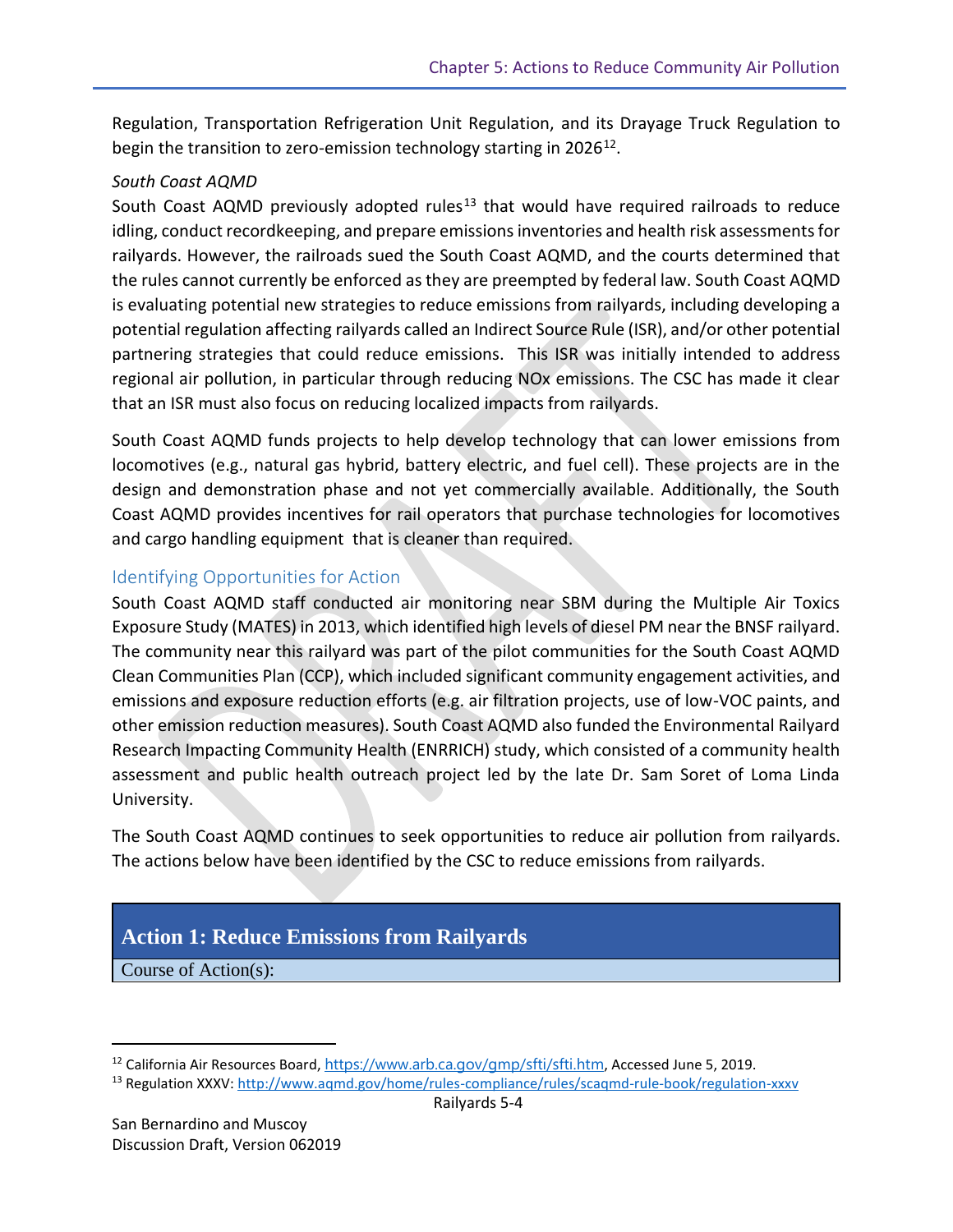Regulation, Transportation Refrigeration Unit Regulation, and its Drayage Truck Regulation to begin the transition to zero-emission technology starting in 2026[12].

*South Coast AQMD*

South Coast AQMD previously adopted rules[13] that would have required railroads to reduce idling, conduct recordkeeping, and prepare emissions inventories and health risk assessments for railyards. However, the railroads sued the South Coast AQMD, and the courts determined that the rules cannot currently be enforced as they are preempted by federal law. South Coast AQMD is evaluating potential new strategies to reduce emissions from railyards, including developing a potential regulation affecting railyards called an Indirect Source Rule (ISR), and/or other potential partnering strategies that could reduce emissions. This ISR was initially intended to address regional air pollution, in particular through reducing NOx emissions. The CSC has made it clear that an ISR must also focus on reducing localized impacts from railyards.

South Coast AQMD funds projects to help develop technology that can lower emissions from locomotives (e.g., natural gas hybrid, battery electric, and fuel cell). These projects are in the design and demonstration phase and not yet commercially available. Additionally, the South Coast AQMD provides incentives for rail operators that purchase technologies for locomotives and cargo handling equipment that is cleaner than required.

## Identifying Opportunities for Action

South Coast AQMD staff conducted air monitoring near SBM during the Multiple Air Toxics Exposure Study (MATES) in 2013, which identified high levels of diesel PM near the BNSF railyard. The community near this railyard was part of the pilot communities for the South Coast AQMD Clean Communities Plan (CCP), which included significant community engagement activities, and emissions and exposure reduction efforts (e.g. air filtration projects, use of low-VOC paints, and other emission reduction measures). South Coast AQMD also funded the Environmental Railyard Research Impacting Community Health (ENRRICH) study, which consisted of a community health assessment and public health outreach project led by the late Dr. Sam Soret of Loma Linda University.

The South Coast AQMD continues to seek opportunities to reduce air pollution from railyards. The actions below have been identified by the CSC to reduce emissions from railyards.

| **Action 1: Reduce Emissions from Railyards** |
| --- |
| Course of Action(s): |

[12] California Air Resources Board, https://www.arb.ca.gov/gmp/sfti/sfti.htm, Accessed June 5, 2019.

[13] Regulation XXXV: http://www.aqmd.gov/home/rules-compliance/rules/scaqmd-rule-book/regulation-xxxv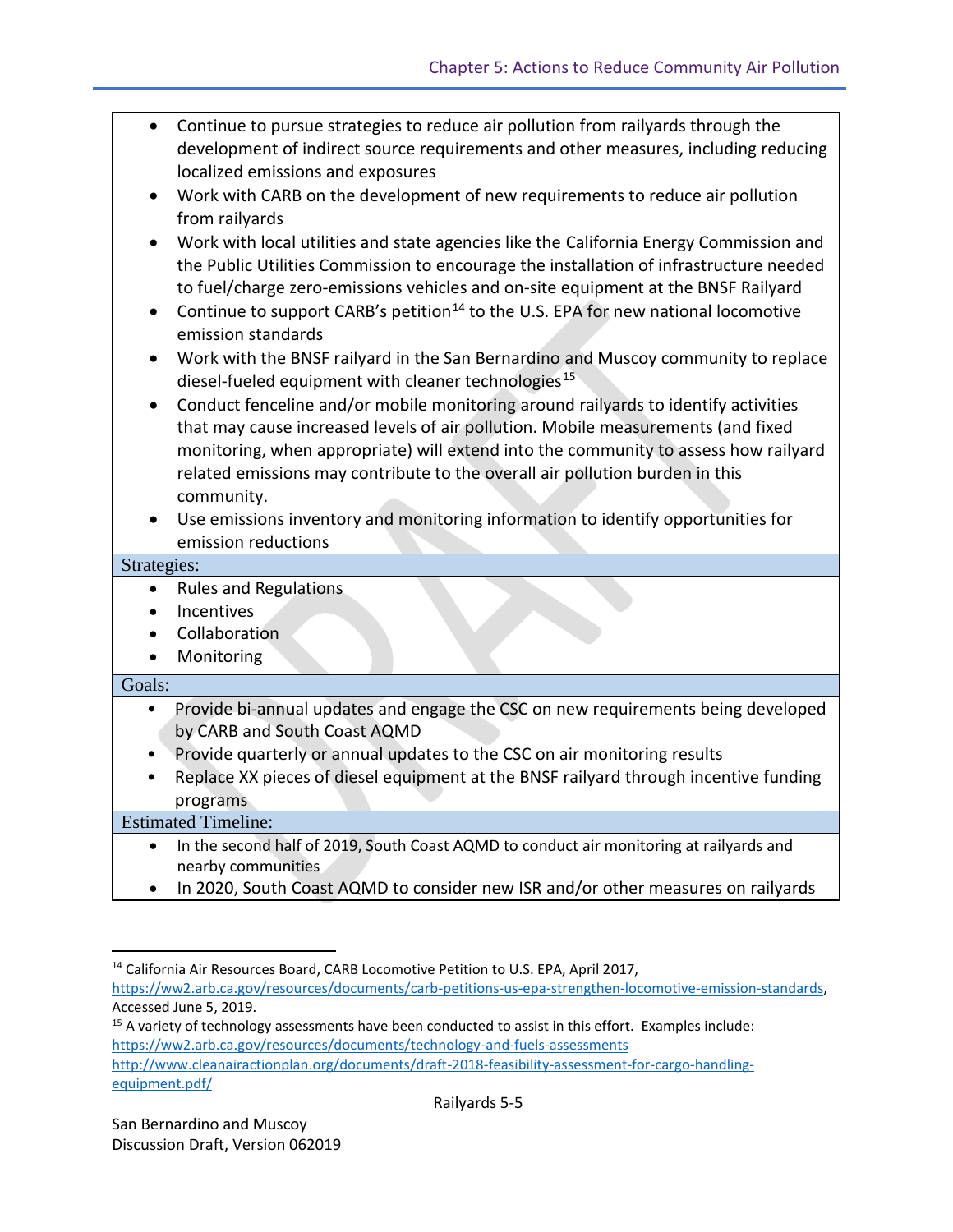- Continue to pursue strategies to reduce air pollution from railyards through the development of indirect source requirements and other measures, including reducing localized emissions and exposures
- Work with CARB on the development of new requirements to reduce air pollution from railyards
- Work with local utilities and state agencies like the California Energy Commission and the Public Utilities Commission to encourage the installation of infrastructure needed to fuel/charge zero-emissions vehicles and on-site equipment at the BNSF Railyard
- Continue to support CARB's petition[14] to the U.S. EPA for new national locomotive emission standards
- Work with the BNSF railyard in the San Bernardino and Muscoy community to replace diesel-fueled equipment with cleaner technologies[15]
- Conduct fenceline and/or mobile monitoring around railyards to identify activities that may cause increased levels of air pollution. Mobile measurements (and fixed monitoring, when appropriate) will extend into the community to assess how railyard related emissions may contribute to the overall air pollution burden in this community.
- Use emissions inventory and monitoring information to identify opportunities for emission reductions

**Strategies:**

- Rules and Regulations
- Incentives
- Collaboration
- Monitoring

**Goals:**

- Provide bi-annual updates and engage the CSC on new requirements being developed by CARB and South Coast AQMD
- Provide quarterly or annual updates to the CSC on air monitoring results
- Replace XX pieces of diesel equipment at the BNSF railyard through incentive funding programs

**Estimated Timeline:**

- In the second half of 2019, South Coast AQMD to conduct air monitoring at railyards and nearby communities
- In 2020, South Coast AQMD to consider new ISR and/or other measures on railyards

---

[14] California Air Resources Board, CARB Locomotive Petition to U.S. EPA, April 2017, https://ww2.arb.ca.gov/resources/documents/carb-petitions-us-epa-strengthen-locomotive-emission-standards, Accessed June 5, 2019.

[15] A variety of technology assessments have been conducted to assist in this effort. Examples include: https://ww2.arb.ca.gov/resources/documents/technology-and-fuels-assessments http://www.cleanairactionplan.org/documents/draft-2018-feasibility-assessment-for-cargo-handling-equipment.pdf/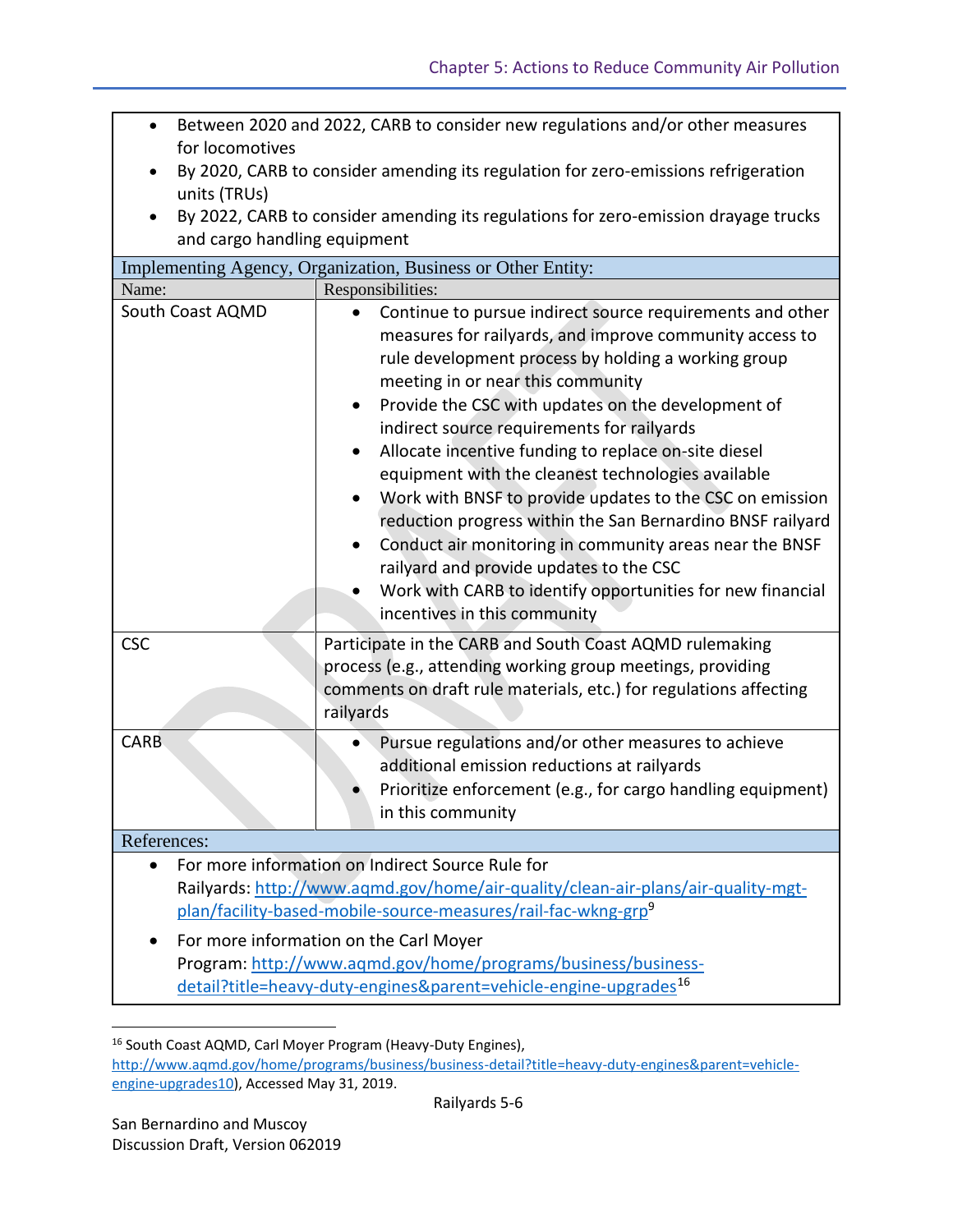- Between 2020 and 2022, CARB to consider new regulations and/or other measures for locomotives
- By 2020, CARB to consider amending its regulation for zero-emissions refrigeration units (TRUs)
- By 2022, CARB to consider amending its regulations for zero-emission drayage trucks and cargo handling equipment

| Implementing Agency, Organization, Business or Other Entity: | |
|---|---|
| Name: | Responsibilities: |
| South Coast AQMD | • Continue to pursue indirect source requirements and other measures for railyards, and improve community access to rule development process by holding a working group meeting in or near this community<br>• Provide the CSC with updates on the development of indirect source requirements for railyards<br>• Allocate incentive funding to replace on-site diesel equipment with the cleanest technologies available<br>• Work with BNSF to provide updates to the CSC on emission reduction progress within the San Bernardino BNSF railyard<br>• Conduct air monitoring in community areas near the BNSF railyard and provide updates to the CSC<br>• Work with CARB to identify opportunities for new financial incentives in this community |
| CSC | Participate in the CARB and South Coast AQMD rulemaking process (e.g., attending working group meetings, providing comments on draft rule materials, etc.) for regulations affecting railyards |
| CARB | • Pursue regulations and/or other measures to achieve additional emission reductions at railyards<br>• Prioritize enforcement (e.g., for cargo handling equipment) in this community |

References:

- For more information on Indirect Source Rule for Railyards: http://www.aqmd.gov/home/air-quality/clean-air-plans/air-quality-mgt-plan/facility-based-mobile-source-measures/rail-fac-wkng-grp[9]
- For more information on the Carl Moyer Program: http://www.aqmd.gov/home/programs/business/business-detail?title=heavy-duty-engines&parent=vehicle-engine-upgrades[16]

[16] South Coast AQMD, Carl Moyer Program (Heavy-Duty Engines), http://www.aqmd.gov/home/programs/business/business-detail?title=heavy-duty-engines&parent=vehicle-engine-upgrades10), Accessed May 31, 2019.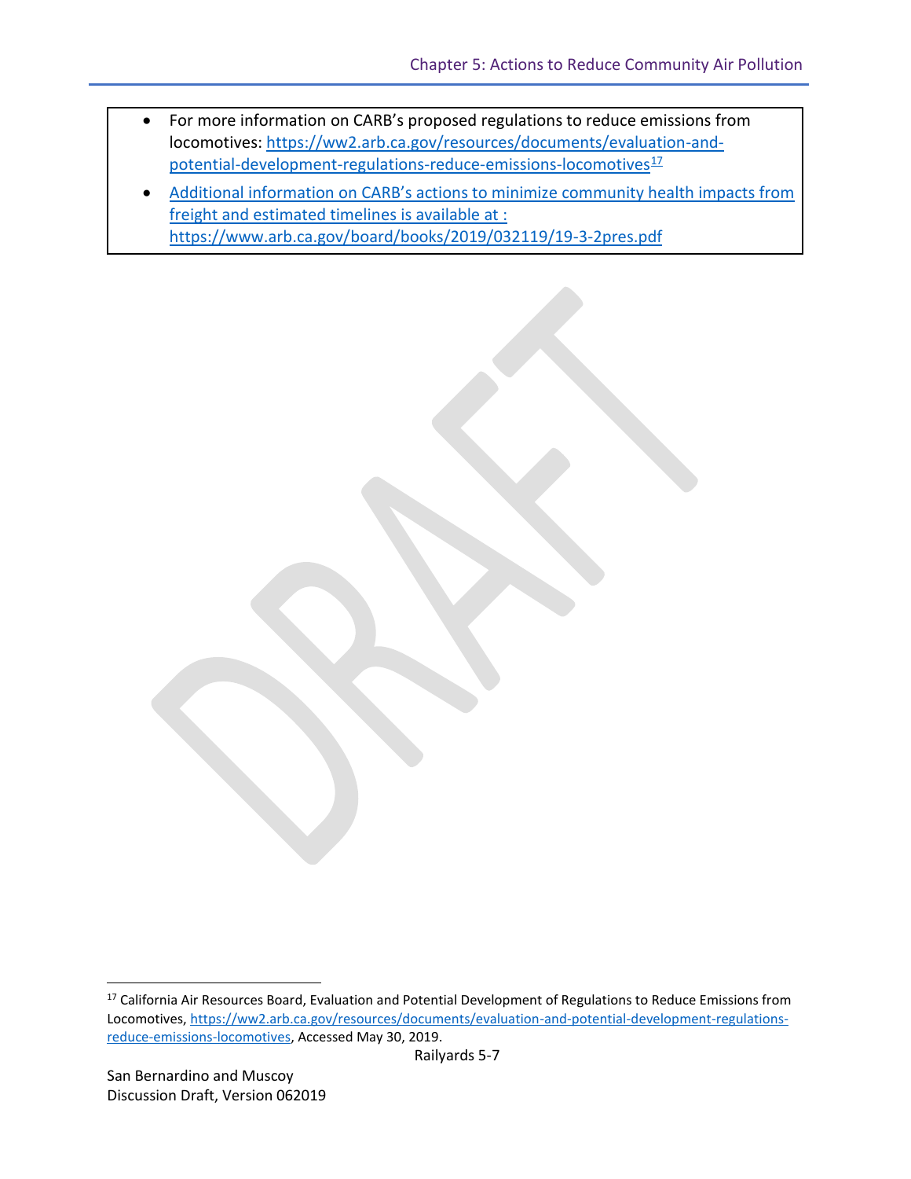- For more information on CARB's proposed regulations to reduce emissions from locomotives: https://ww2.arb.ca.gov/resources/documents/evaluation-and-potential-development-regulations-reduce-emissions-locomotives[17]
- Additional information on CARB's actions to minimize community health impacts from freight and estimated timelines is available at : https://www.arb.ca.gov/board/books/2019/032119/19-3-2pres.pdf

[17] California Air Resources Board, Evaluation and Potential Development of Regulations to Reduce Emissions from Locomotives, https://ww2.arb.ca.gov/resources/documents/evaluation-and-potential-development-regulations-reduce-emissions-locomotives, Accessed May 30, 2019.